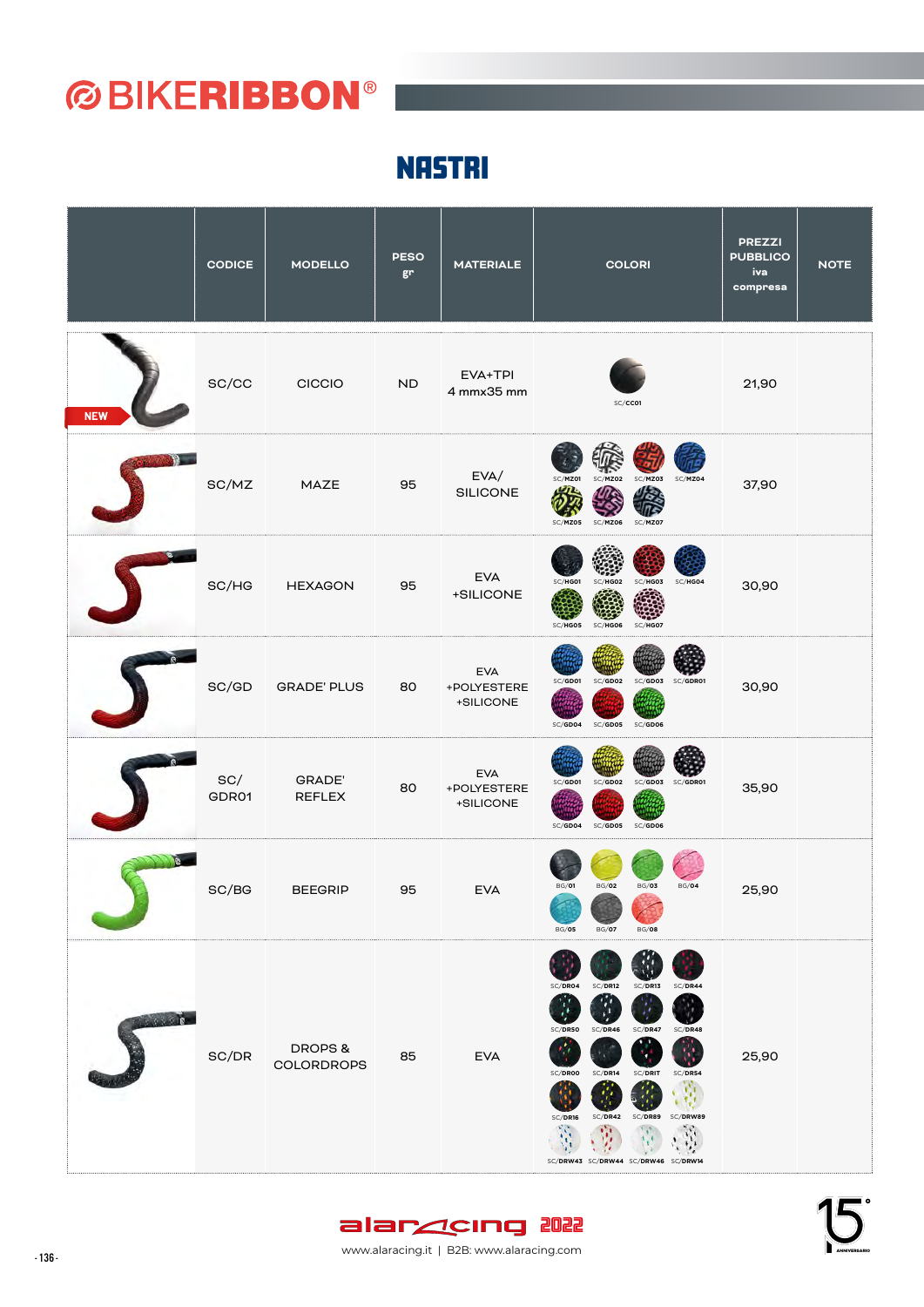# BIKERIBBON®

## NASTRI

| | CODICE | MODELLO | PESO gr | MATERIALE | COLORI | PREZZI PUBBLICO iva compresa | NOTE |
|---|---|---|---|---|---|---|---|
| NEW | SC/CC | CICCIO | ND | EVA+TPI 4 mmx35 mm | SC/CC01 | 21,90 | |
| | SC/MZ | MAZE | 95 | EVA/ SILICONE | SC/MZ01, SC/MZ02, SC/MZ03, SC/MZ04, SC/MZ05, SC/MZ06, SC/MZ07 | 37,90 | |
| | SC/HG | HEXAGON | 95 | EVA +SILICONE | SC/HG01, SC/HG02, SC/HG03, SC/HG04, SC/HG05, SC/HG06, SC/HG07 | 30,90 | |
| | SC/GD | GRADE' PLUS | 80 | EVA +POLYESTERE +SILICONE | SC/GD01, SC/GD02, SC/GD03, SC/GDR01, SC/GD04, SC/GD05, SC/GD06 | 30,90 | |
| | SC/ GDR01 | GRADE' REFLEX | 80 | EVA +POLYESTERE +SILICONE | SC/GD01, SC/GD02, SC/GD03, SC/GDR01, SC/GD04, SC/GD05, SC/GD06 | 35,90 | |
| | SC/BG | BEEGRIP | 95 | EVA | BG/01, BG/02, BG/03, BG/04, BG/05, BG/07, BG/08 | 25,90 | |
| | SC/DR | DROPS & COLORDROPS | 85 | EVA | SC/DR04, SC/DR12, SC/DR13, SC/DR44, SC/DR50, SC/DR46, SC/DR47, SC/DR48, SC/DR00, SC/DR14, SC/DRIT, SC/DR54, SC/DR16, SC/DR42, SC/DR89, SC/DRW89, SC/DRW43, SC/DRW44, SC/DRW46, SC/DRW14 | 25,90 | |

alaracing 2022

www.alaracing.it | B2B: www.alaracing.com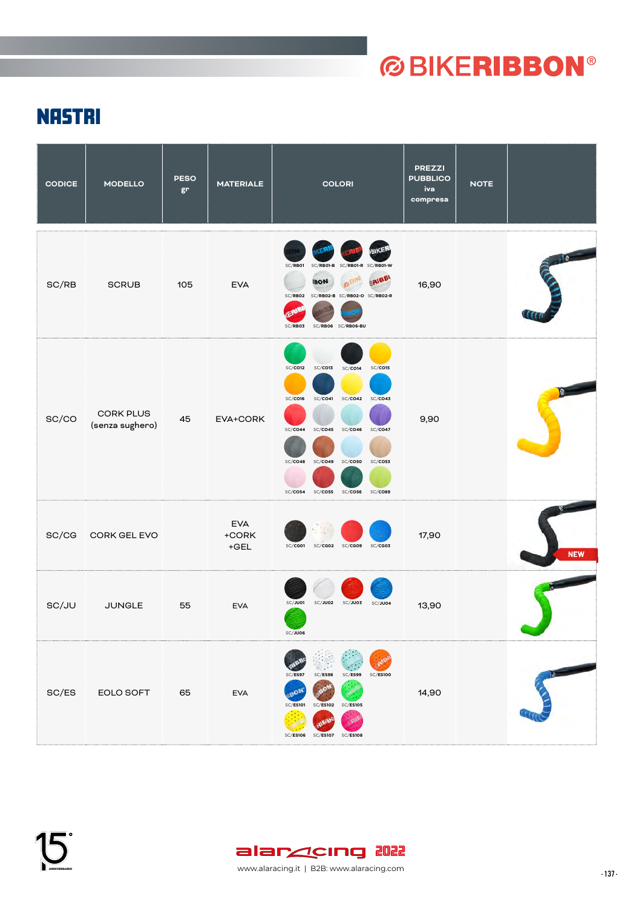# BIKERIBBON®

## NASTRI

| CODICE | MODELLO | PESO gr | MATERIALE | COLORI | PREZZI PUBBLICO iva compresa | NOTE | |
|---|---|---|---|---|---|---|---|
| SC/RB | SCRUB | 105 | EVA | SC/RB01, SC/RB01-B, SC/RB01-R, SC/RB01-W, SC/RB02, SC/RB02-B, SC/RB02-O, SC/RB02-R, SC/RB03, SC/RB06, SC/RB06-BU | 16,90 | | |
| SC/CO | CORK PLUS (senza sughero) | 45 | EVA+CORK | SC/CO12, SC/CO13, SC/CO14, SC/CO15, SC/CO16, SC/CO41, SC/CO42, SC/CO43, SC/CO44, SC/CO45, SC/CO46, SC/CO47, SC/CO48, SC/CO49, SC/CO50, SC/CO53, SC/CO54, SC/CO55, SC/CO56, SC/CO89 | 9,90 | | |
| SC/CG | CORK GEL EVO | | EVA +CORK +GEL | SC/CG01, SC/CG02, SC/CG09, SC/CG03 | 17,90 | | NEW |
| SC/JU | JUNGLE | 55 | EVA | SC/JU01, SC/JU02, SC/JU03, SC/JU04, SC/JU06 | 13,90 | | |
| SC/ES | EOLO SOFT | 65 | EVA | SC/ES97, SC/ES98, SC/ES99, SC/ES100, SC/ES101, SC/ES102, SC/ES105, SC/ES106, SC/ES107, SC/ES108 | 14,90 | | |

alaracing 2022

www.alaracing.it | B2B: www.alaracing.com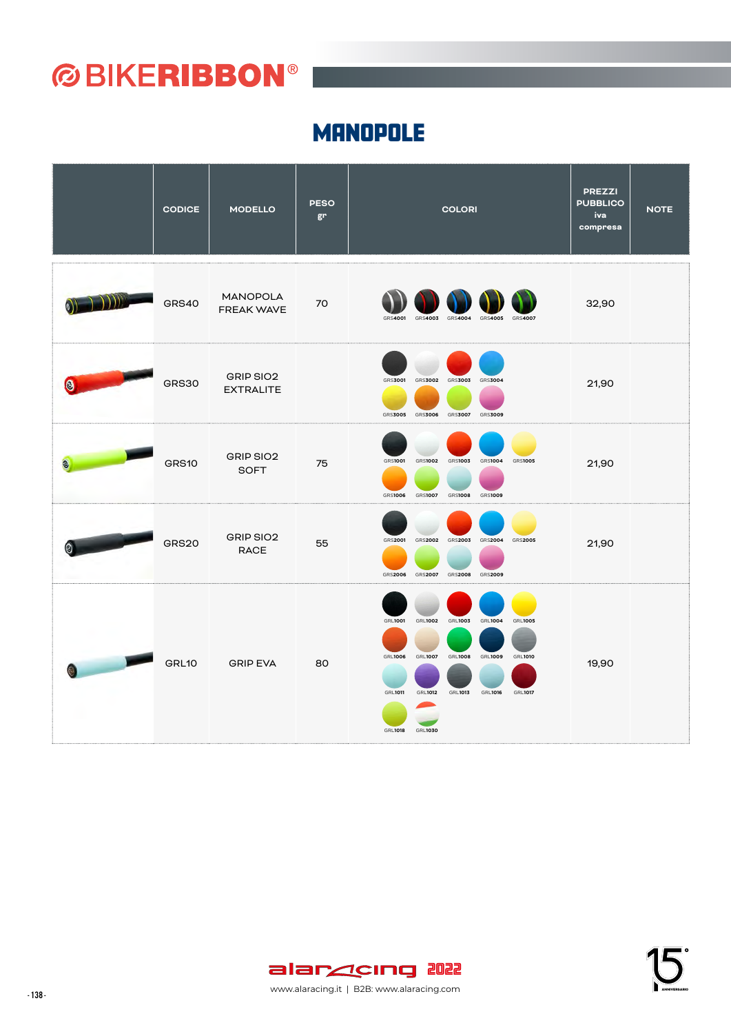# BIKERIBBON®

## MANOPOLE

| | CODICE | MODELLO | PESO gr | COLORI | PREZZI PUBBLICO iva compresa | NOTE |
|---|---|---|---|---|---|---|
| | GRS40 | MANOPOLA FREAK WAVE | 70 | GRS4001, GRS4003, GRS4004, GRS4005, GRS4007 | 32,90 | |
| | GRS30 | GRIP SIO2 EXTRALITE | | GRS3001, GRS3002, GRS3003, GRS3004, GRS3005, GRS3006, GRS3007, GRS3009 | 21,90 | |
| | GRS10 | GRIP SIO2 SOFT | 75 | GRS1001, GRS1002, GRS1003, GRS1004, GRS1005, GRS1006, GRS1007, GRS1008, GRS1009 | 21,90 | |
| | GRS20 | GRIP SIO2 RACE | 55 | GRS2001, GRS2002, GRS2003, GRS2004, GRS2005, GRS2006, GRS2007, GRS2008, GRS2009 | 21,90 | |
| | GRL10 | GRIP EVA | 80 | GRL1001, GRL1002, GRL1003, GRL1004, GRL1005, GRL1006, GRL1007, GRL1008, GRL1009, GRL1010, GRL1011, GRL1012, GRL1013, GRL1016, GRL1017, GRL1018, GRL1030 | 19,90 | |

alaracing 2022
www.alaracing.it | B2B: www.alaracing.com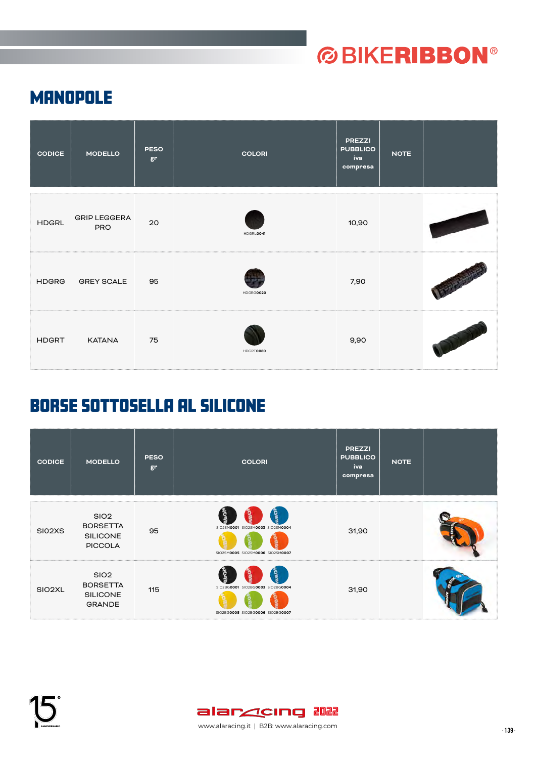# MANOPOLE

| CODICE | MODELLO | PESO gr | COLORI | PREZZI PUBBLICO iva compresa | NOTE | |
|---|---|---|---|---|---|---|
| HDGRL | GRIP LEGGERA PRO | 20 | HDGRL0041 | 10,90 | | |
| HDGRG | GREY SCALE | 95 | HDGRG0020 | 7,90 | | |
| HDGRT | KATANA | 75 | HDGRT0080 | 9,90 | | |

# BORSE SOTTOSELLA AL SILICONE

| CODICE | MODELLO | PESO gr | COLORI | PREZZI PUBBLICO iva compresa | NOTE | |
|---|---|---|---|---|---|---|
| SIO2XS | SIO2 BORSETTA SILICONE PICCOLA | 95 | SIO2SM0001 SIO2SM0003 SIO2SM0004 SIO2SM0005 SIO2SM0006 SIO2SM0007 | 31,90 | | |
| SIO2XL | SIO2 BORSETTA SILICONE GRANDE | 115 | SIO2BG0001 SIO2BG0003 SIO2BG0004 SIO2BG0005 SIO2BG0006 SIO2BG0007 | 31,90 | | |

www.alaracing.it | B2B: www.alaracing.com